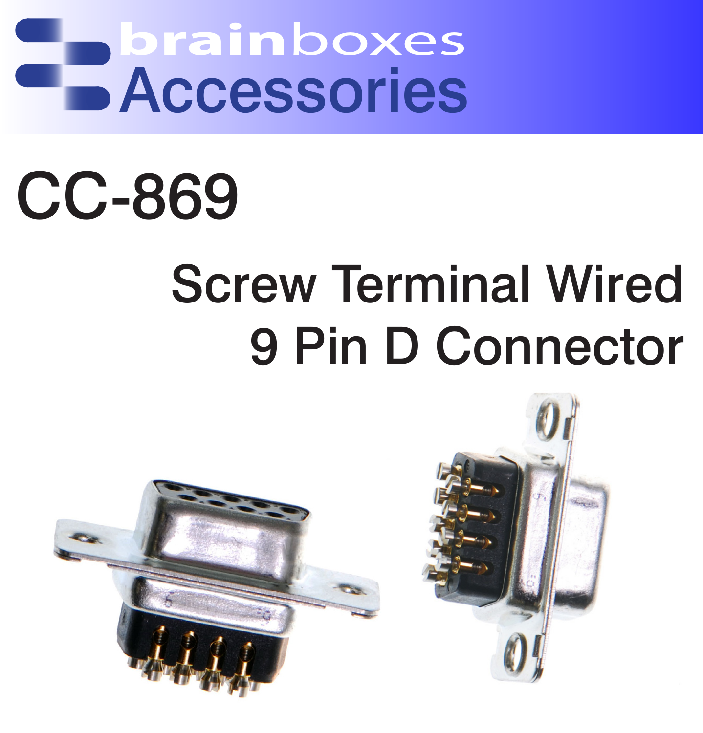brainboxes

Accessories

# CC-869

## Screw Terminal Wired 9 Pin D Connector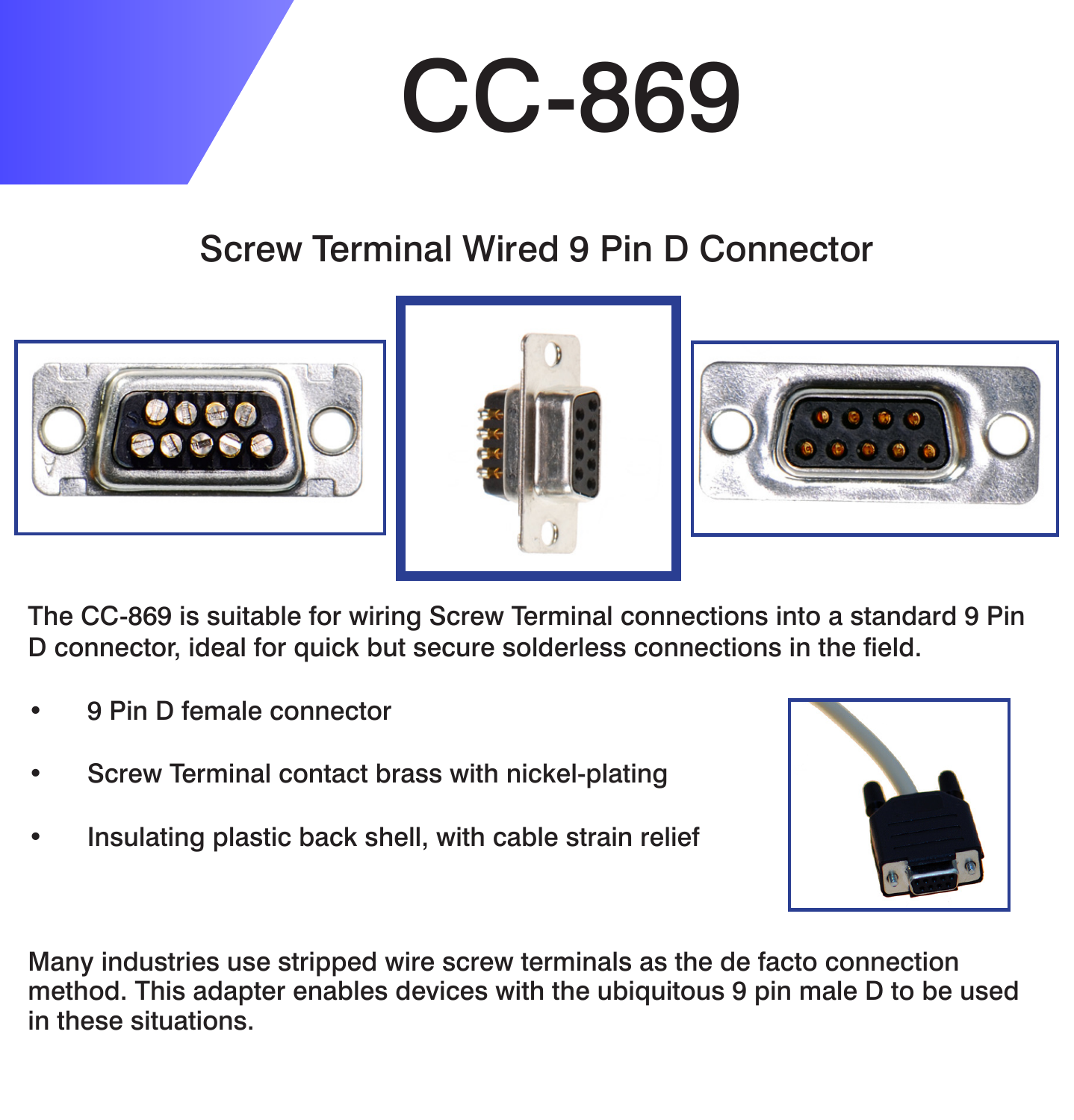# CC-869

## Screw Terminal Wired 9 Pin D Connector

The CC-869 is suitable for wiring Screw Terminal connections into a standard 9 Pin D connector, ideal for quick but secure solderless connections in the field.

- 9 Pin D female connector
- Screw Terminal contact brass with nickel-plating
- Insulating plastic back shell, with cable strain relief

Many industries use stripped wire screw terminals as the de facto connection method. This adapter enables devices with the ubiquitous 9 pin male D to be used in these situations.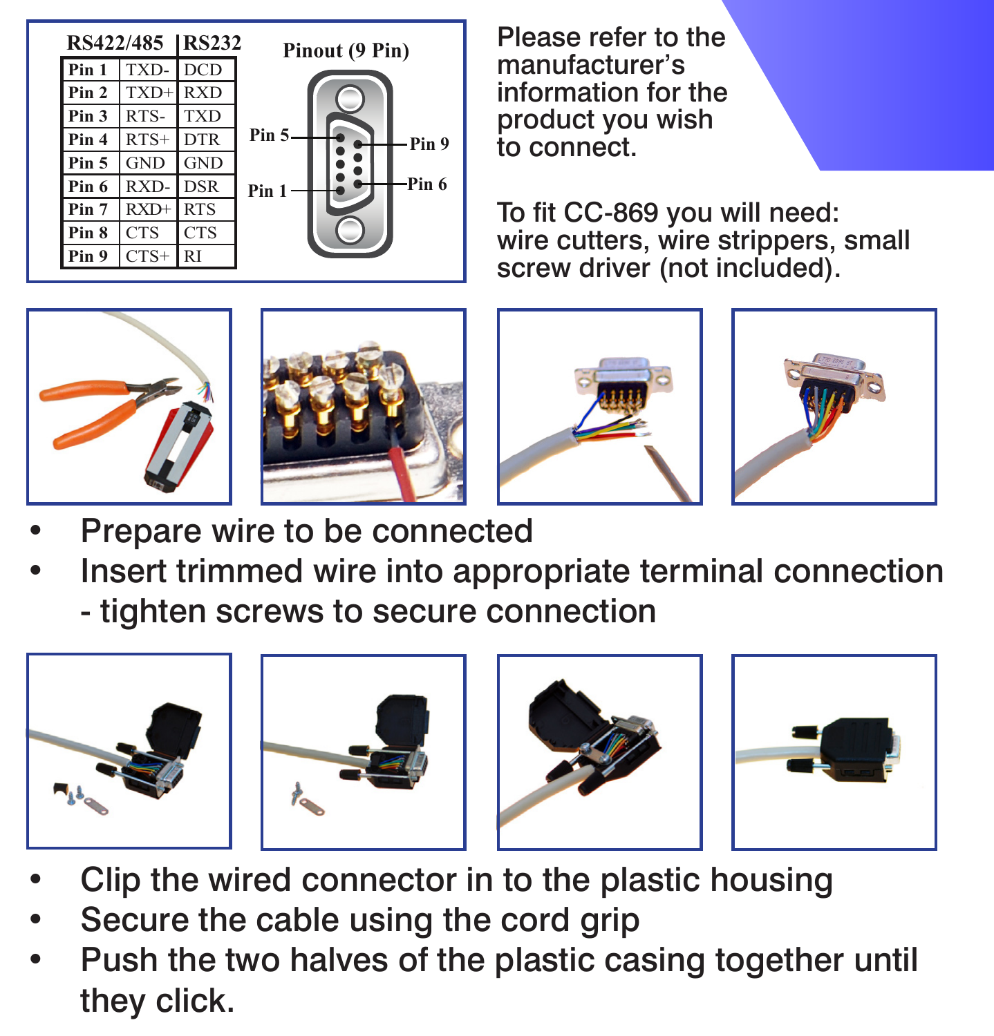| | RS422/485 | RS232 |
|---|---|---|
| Pin 1 | TXD- | DCD |
| Pin 2 | TXD+ | RXD |
| Pin 3 | RTS- | TXD |
| Pin 4 | RTS+ | DTR |
| Pin 5 | GND | GND |
| Pin 6 | RXD- | DSR |
| Pin 7 | RXD+ | RTS |
| Pin 8 | CTS | CTS |
| Pin 9 | CTS+ | RI |

Pinout (9 Pin)

Pin 5 Pin 9 Pin 1 Pin 6

Please refer to the manufacturer's information for the product you wish to connect.

To fit CC-869 you will need: wire cutters, wire strippers, small screw driver (not included).

- Prepare wire to be connected
- Insert trimmed wire into appropriate terminal connection - tighten screws to secure connection

- Clip the wired connector in to the plastic housing
- Secure the cable using the cord grip
- Push the two halves of the plastic casing together until they click.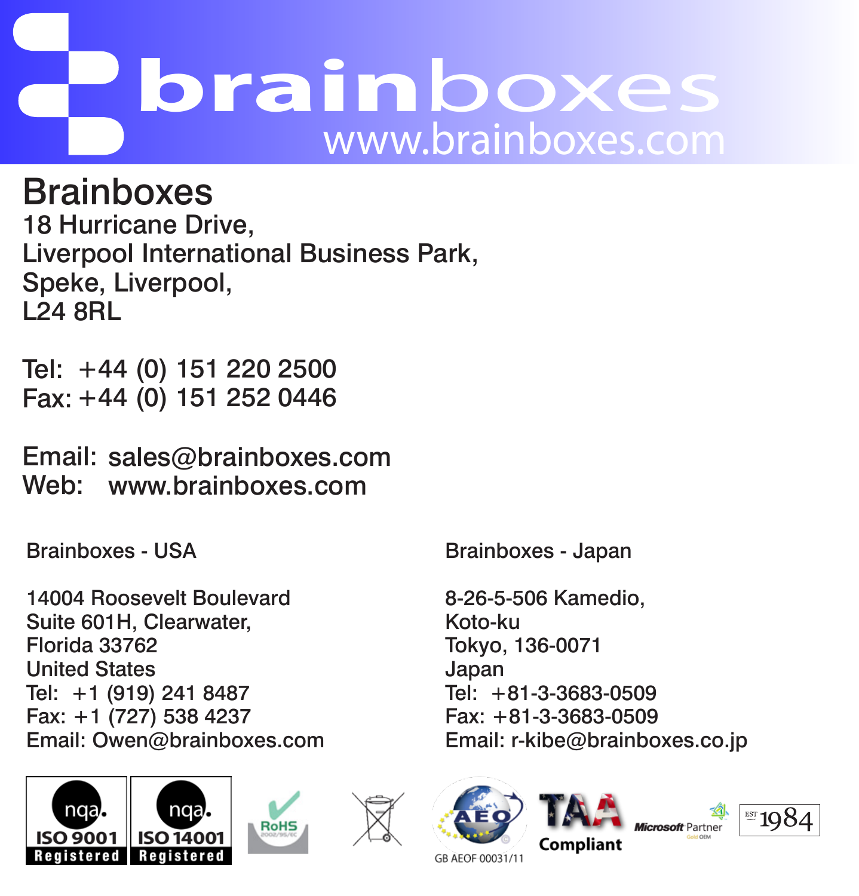brainboxes
www.brainboxes.com

# Brainboxes

18 Hurricane Drive,
Liverpool International Business Park,
Speke, Liverpool,
L24 8RL

Tel: +44 (0) 151 220 2500
Fax: +44 (0) 151 252 0446

Email: sales@brainboxes.com
Web: www.brainboxes.com

Brainboxes - USA

14004 Roosevelt Boulevard
Suite 601H, Clearwater,
Florida 33762
United States
Tel: +1 (919) 241 8487
Fax: +1 (727) 538 4237
Email: Owen@brainboxes.com

Brainboxes - Japan

8-26-5-506 Kamedio,
Koto-ku
Tokyo, 136-0071
Japan
Tel: +81-3-3683-0509
Fax: +81-3-3683-0509
Email: r-kibe@brainboxes.co.jp

nqa. ISO 9001 Registered
nqa. ISO 14001 Registered
RoHS 2002/95/EC
AEO GB AEOF 00031/11
TAA Compliant
Microsoft Partner Gold OEM
EST 1984